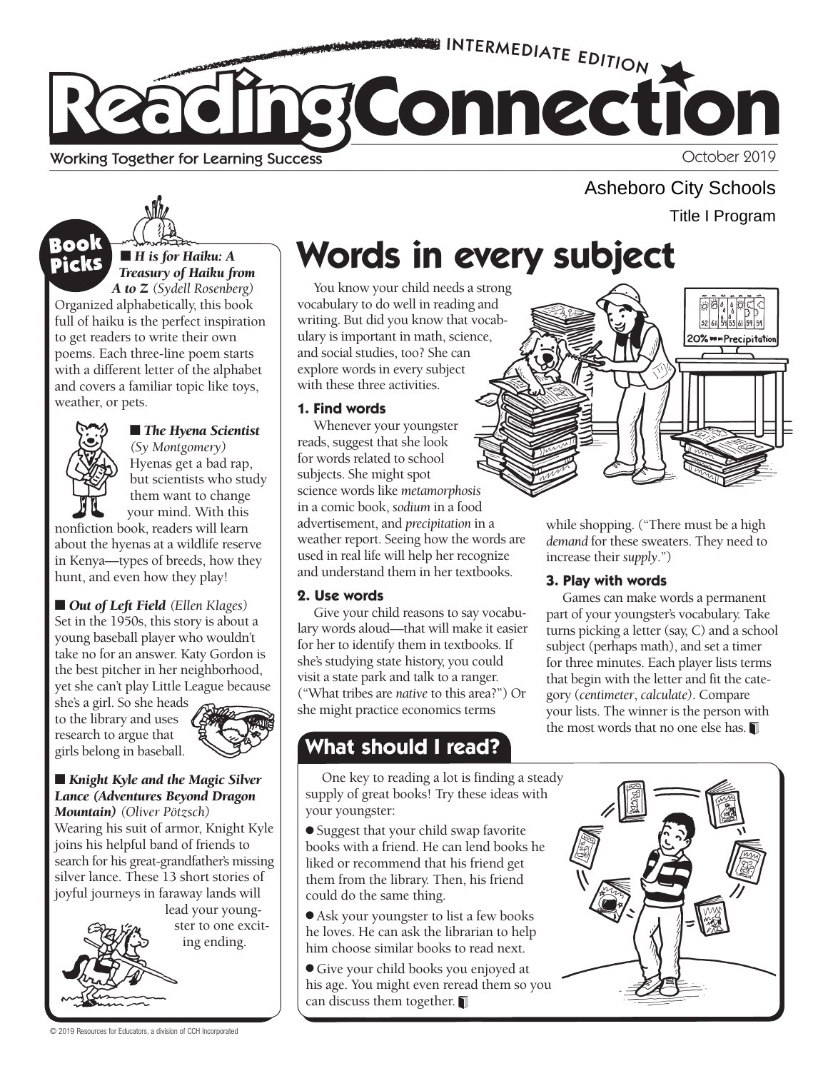INTERMEDIATE EDITION

# Reading Connection

Working Together for Learning Success

October 2019

Asheboro City Schools

Title I Program

## Book Picks

■ ***H is for Haiku: A Treasury of Haiku from A to Z*** *(Sydell Rosenberg)*
Organized alphabetically, this book full of haiku is the perfect inspiration to get readers to write their own poems. Each three-line poem starts with a different letter of the alphabet and covers a familiar topic like toys, weather, or pets.

■ ***The Hyena Scientist*** *(Sy Montgomery)*
Hyenas get a bad rap, but scientists who study them want to change your mind. With this nonfiction book, readers will learn about the hyenas at a wildlife reserve in Kenya—types of breeds, how they hunt, and even how they play!

■ ***Out of Left Field*** *(Ellen Klages)*
Set in the 1950s, this story is about a young baseball player who wouldn't take no for an answer. Katy Gordon is the best pitcher in her neighborhood, yet she can't play Little League because she's a girl. So she heads to the library and uses research to argue that girls belong in baseball.

■ ***Knight Kyle and the Magic Silver Lance (Adventures Beyond Dragon Mountain)*** *(Oliver Pötzsch)*
Wearing his suit of armor, Knight Kyle joins his helpful band of friends to search for his great-grandfather's missing silver lance. These 13 short stories of joyful journeys in faraway lands will lead your youngster to one exciting ending.

## Words in every subject

You know your child needs a strong vocabulary to do well in reading and writing. But did you know that vocabulary is important in math, science, and social studies, too? She can explore words in every subject with these three activities.

### 1. Find words

Whenever your youngster reads, suggest that she look for words related to school subjects. She might spot science words like *metamorphosis* in a comic book, *sodium* in a food advertisement, and *precipitation* in a weather report. Seeing how the words are used in real life will help her recognize and understand them in her textbooks.

### 2. Use words

Give your child reasons to say vocabulary words aloud—that will make it easier for her to identify them in textbooks. If she's studying state history, you could visit a state park and talk to a ranger. ("What tribes are *native* to this area?") Or she might practice economics terms while shopping. ("There must be a high *demand* for these sweaters. They need to increase their *supply*.")

### 3. Play with words

Games can make words a permanent part of your youngster's vocabulary. Take turns picking a letter (say, C) and a school subject (perhaps math), and set a timer for three minutes. Each player lists terms that begin with the letter and fit the category (*centimeter*, *calculate*). Compare your lists. The winner is the person with the most words that no one else has.

## What should I read?

One key to reading a lot is finding a steady supply of great books! Try these ideas with your youngster:

- Suggest that your child swap favorite books with a friend. He can lend books he liked or recommend that his friend get them from the library. Then, his friend could do the same thing.
- Ask your youngster to list a few books he loves. He can ask the librarian to help him choose similar books to read next.
- Give your child books you enjoyed at his age. You might even reread them so you can discuss them together.

© 2019 Resources for Educators, a division of CCH Incorporated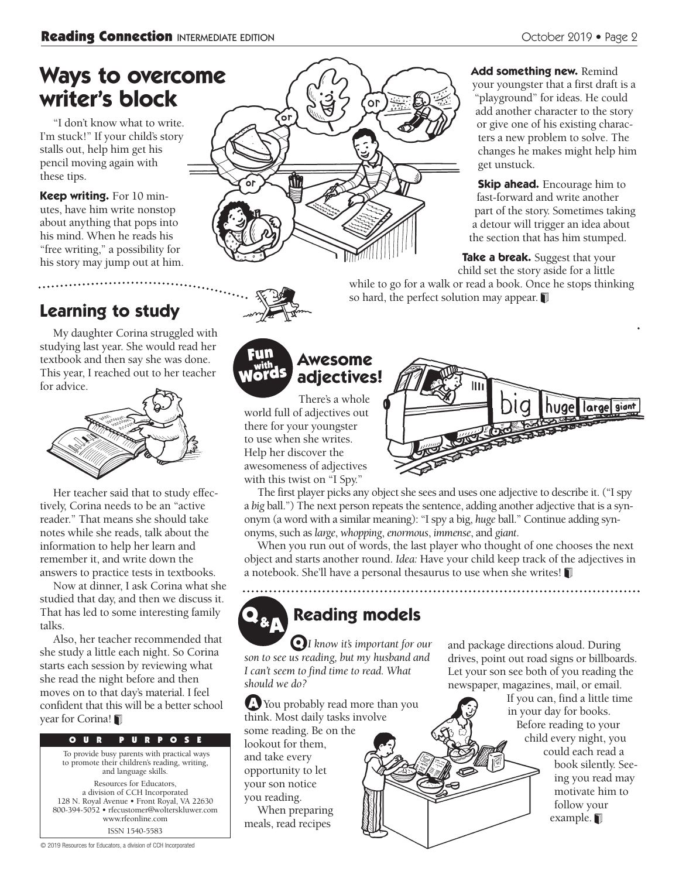## Ways to overcome writer's block

"I don't know what to write. I'm stuck!" If your child's story stalls out, help him get his pencil moving again with these tips.

**Keep writing.** For 10 minutes, have him write nonstop about anything that pops into his mind. When he reads his "free writing," a possibility for his story may jump out at him.

**Add something new.** Remind your youngster that a first draft is a "playground" for ideas. He could add another character to the story or give one of his existing characters a new problem to solve. The changes he makes might help him get unstuck.

**Skip ahead.** Encourage him to fast-forward and write another part of the story. Sometimes taking a detour will trigger an idea about the section that has him stumped.

**Take a break.** Suggest that your child set the story aside for a little while to go for a walk or read a book. Once he stops thinking so hard, the perfect solution may appear.

## Learning to study

My daughter Corina struggled with studying last year. She would read her textbook and then say she was done. This year, I reached out to her teacher for advice.

Her teacher said that to study effectively, Corina needs to be an "active reader." That means she should take notes while she reads, talk about the information to help her learn and remember it, and write down the answers to practice tests in textbooks.

Now at dinner, I ask Corina what she studied that day, and then we discuss it. That has led to some interesting family talks.

Also, her teacher recommended that she study a little each night. So Corina starts each session by reviewing what she read the night before and then moves on to that day's material. I feel confident that this will be a better school year for Corina!

## Fun with Words: Awesome adjectives!

There's a whole world full of adjectives out there for your youngster to use when she writes. Help her discover the awesomeness of adjectives with this twist on "I Spy."

The first player picks any object she sees and uses one adjective to describe it. ("I spy a *big* ball.") The next person repeats the sentence, adding another adjective that is a synonym (a word with a similar meaning): "I spy a big, *huge* ball." Continue adding synonyms, such as *large*, *whopping*, *enormous*, *immense*, and *giant*.

When you run out of words, the last player who thought of one chooses the next object and starts another round. *Idea:* Have your child keep track of the adjectives in a notebook. She'll have a personal thesaurus to use when she writes!

## Q&A: Reading models

**Q** *I know it's important for our son to see us reading, but my husband and I can't seem to find time to read. What should we do?*

**A** You probably read more than you think. Most daily tasks involve some reading. Be on the lookout for them, and take every opportunity to let your son notice you reading.

When preparing meals, read recipes and package directions aloud. During drives, point out road signs or billboards. Let your son see both of you reading the newspaper, magazines, mail, or email.

If you can, find a little time in your day for books. Before reading to your child every night, you could each read a book silently. Seeing you read may motivate him to follow your example.

**OUR PURPOSE**

To provide busy parents with practical ways to promote their children's reading, writing, and language skills.

Resources for Educators,
a division of CCH Incorporated
128 N. Royal Avenue • Front Royal, VA 22630
800-394-5052 • rfecustomer@wolterskluwer.com
www.rfeonline.com

ISSN 1540-5583

© 2019 Resources for Educators, a division of CCH Incorporated